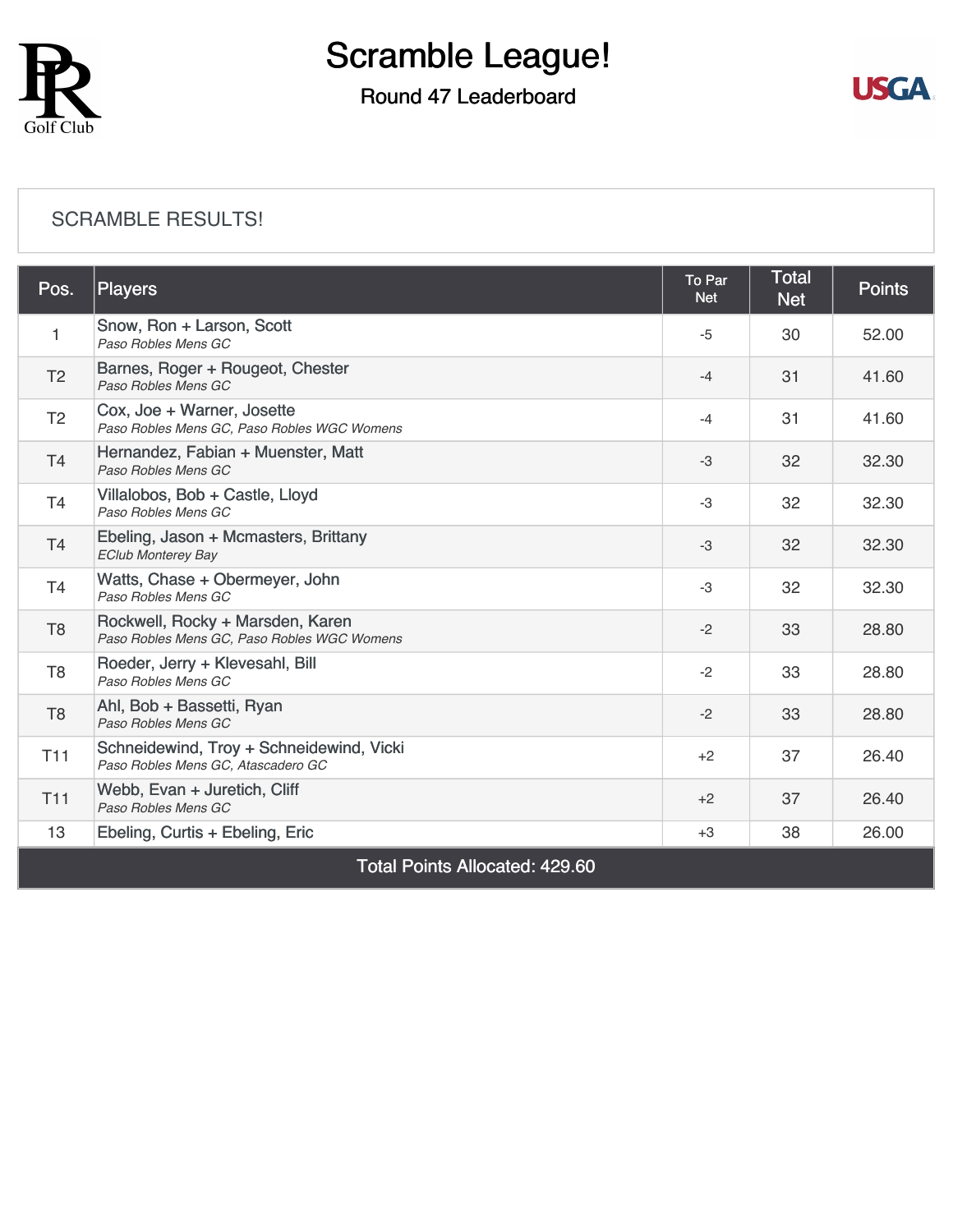# Scramble League!

## Round 47 Leaderboard

SCRAMBLE RESULTS!

| Pos. | Players | To Par Net | Total Net | Points |
|---|---|---|---|---|
| 1 | Snow, Ron + Larson, Scott<br>*Paso Robles Mens GC* | -5 | 30 | 52.00 |
| T2 | Barnes, Roger + Rougeot, Chester<br>*Paso Robles Mens GC* | -4 | 31 | 41.60 |
| T2 | Cox, Joe + Warner, Josette<br>*Paso Robles Mens GC, Paso Robles WGC Womens* | -4 | 31 | 41.60 |
| T4 | Hernandez, Fabian + Muenster, Matt<br>*Paso Robles Mens GC* | -3 | 32 | 32.30 |
| T4 | Villalobos, Bob + Castle, Lloyd<br>*Paso Robles Mens GC* | -3 | 32 | 32.30 |
| T4 | Ebeling, Jason + Mcmasters, Brittany<br>*EClub Monterey Bay* | -3 | 32 | 32.30 |
| T4 | Watts, Chase + Obermeyer, John<br>*Paso Robles Mens GC* | -3 | 32 | 32.30 |
| T8 | Rockwell, Rocky + Marsden, Karen<br>*Paso Robles Mens GC, Paso Robles WGC Womens* | -2 | 33 | 28.80 |
| T8 | Roeder, Jerry + Klevesahl, Bill<br>*Paso Robles Mens GC* | -2 | 33 | 28.80 |
| T8 | Ahl, Bob + Bassetti, Ryan<br>*Paso Robles Mens GC* | -2 | 33 | 28.80 |
| T11 | Schneidewind, Troy + Schneidewind, Vicki<br>*Paso Robles Mens GC, Atascadero GC* | +2 | 37 | 26.40 |
| T11 | Webb, Evan + Juretich, Cliff<br>*Paso Robles Mens GC* | +2 | 37 | 26.40 |
| 13 | Ebeling, Curtis + Ebeling, Eric | +3 | 38 | 26.00 |
| Total Points Allocated: 429.60 | | | | |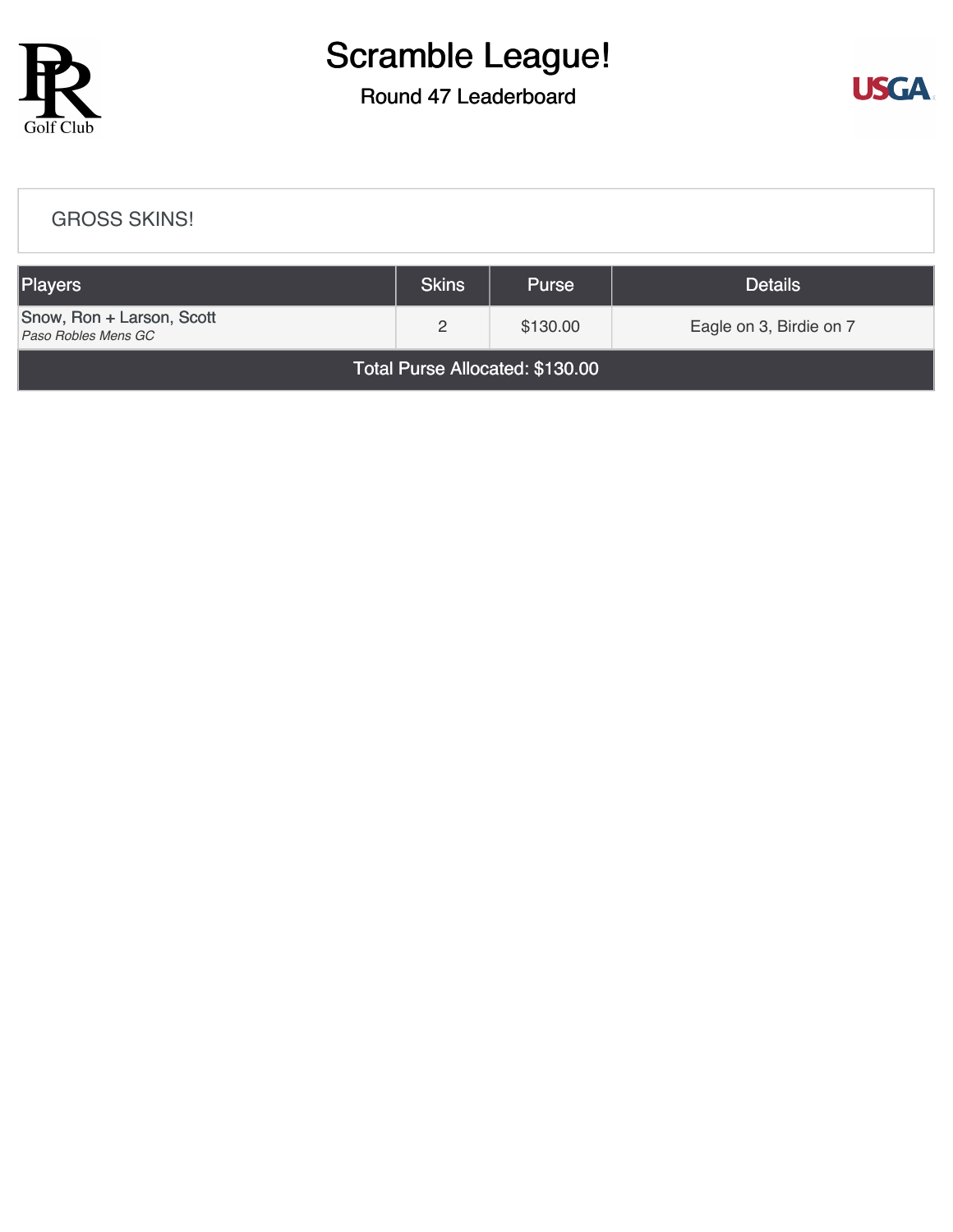# Scramble League!

## Round 47 Leaderboard

### GROSS SKINS!

| Players | Skins | Purse | Details |
|---|---|---|---|
| Snow, Ron + Larson, Scott<br>*Paso Robles Mens GC* | 2 | $130.00 | Eagle on 3, Birdie on 7 |
| Total Purse Allocated: $130.00 | | | |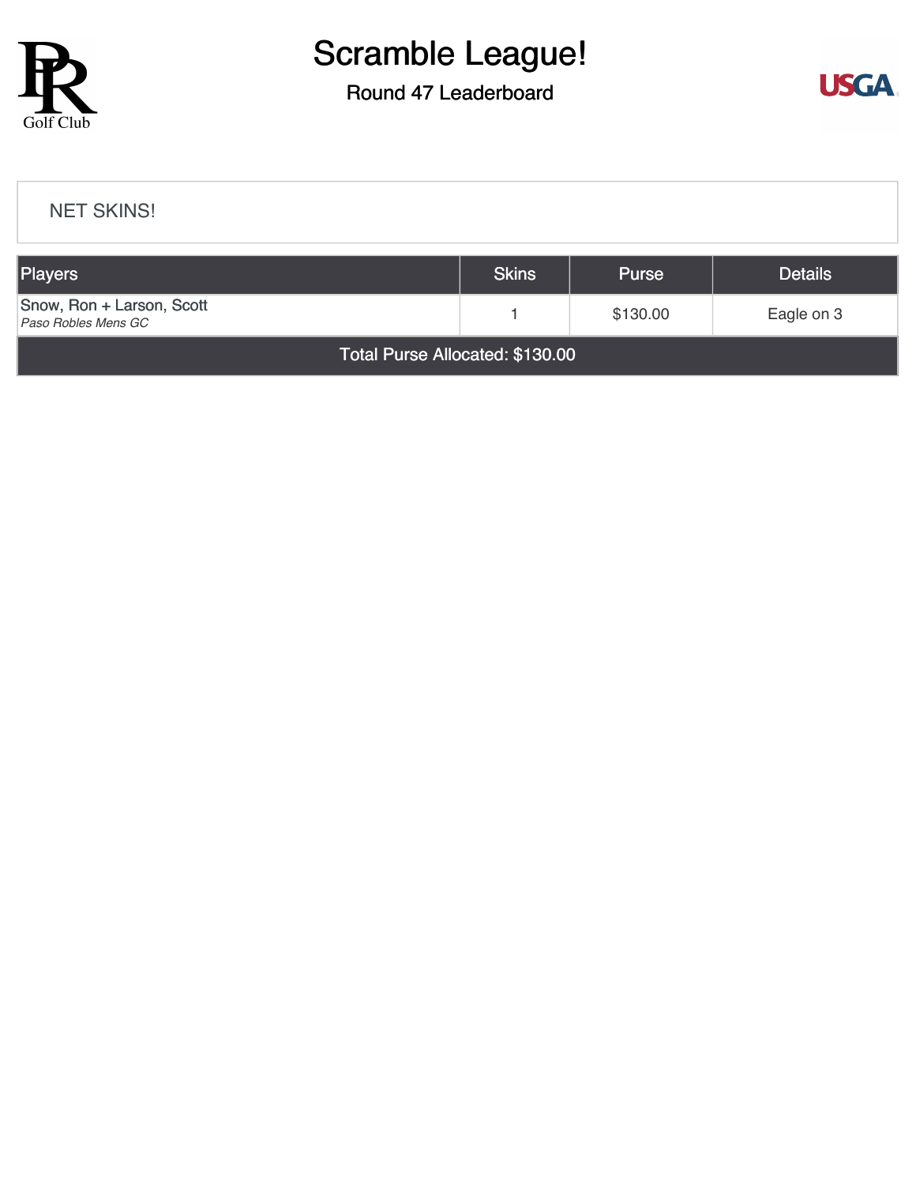# Scramble League!

## Round 47 Leaderboard

NET SKINS!

| Players | Skins | Purse | Details |
|---|---|---|---|
| Snow, Ron + Larson, Scott *Paso Robles Mens GC* | 1 | $130.00 | Eagle on 3 |
| Total Purse Allocated: $130.00 | | | |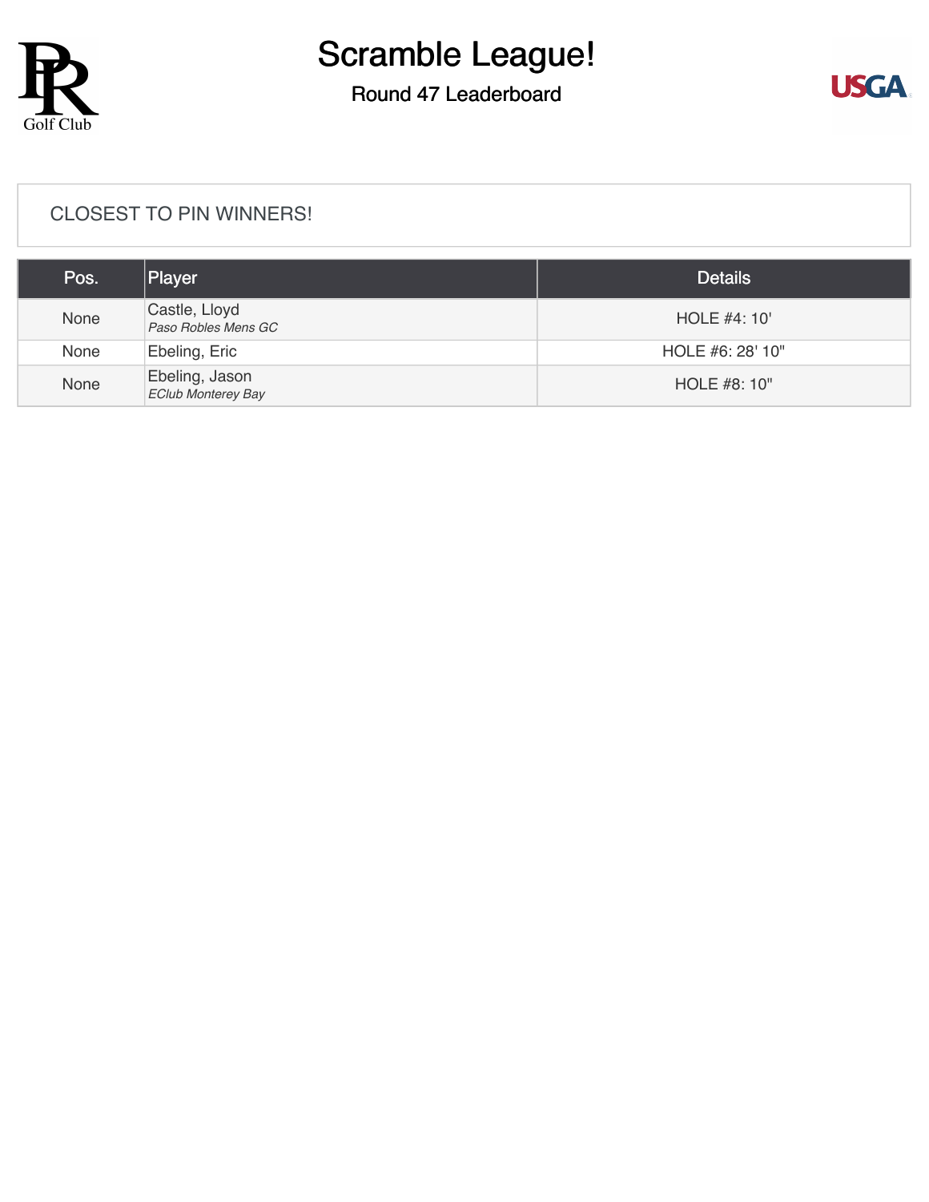# Scramble League!

## Round 47 Leaderboard

CLOSEST TO PIN WINNERS!

| Pos. | Player | Details |
| --- | --- | --- |
| None | Castle, Lloyd *Paso Robles Mens GC* | HOLE #4: 10' |
| None | Ebeling, Eric | HOLE #6: 28' 10" |
| None | Ebeling, Jason *EClub Monterey Bay* | HOLE #8: 10" |